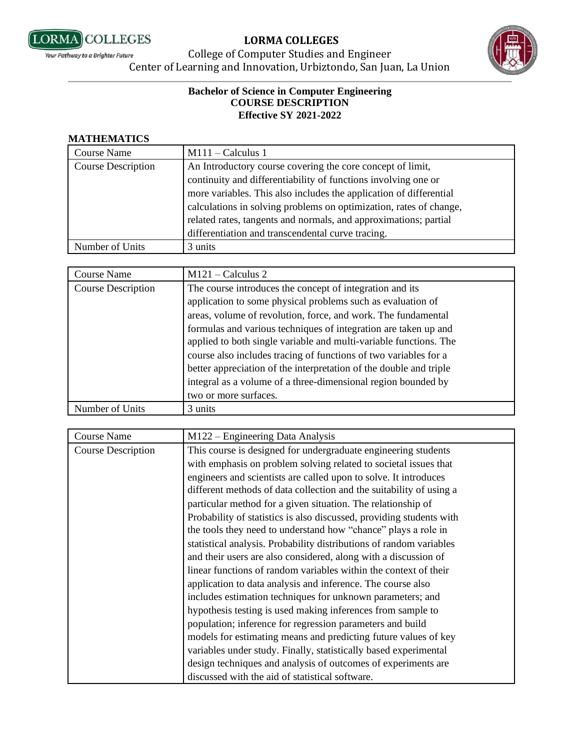**LORMA COLLEGES**
College of Computer Studies and Engineer
Center of Learning and Innovation, Urbiztondo, San Juan, La Union

**Bachelor of Science in Computer Engineering**
**COURSE DESCRIPTION**
**Effective SY 2021-2022**

## MATHEMATICS

| Course Name | M111 – Calculus 1 |
|---|---|
| Course Description | An Introductory course covering the core concept of limit, continuity and differentiability of functions involving one or more variables. This also includes the application of differential calculations in solving problems on optimization, rates of change, related rates, tangents and normals, and approximations; partial differentiation and transcendental curve tracing. |
| Number of Units | 3 units |

| Course Name | M121 – Calculus 2 |
|---|---|
| Course Description | The course introduces the concept of integration and its application to some physical problems such as evaluation of areas, volume of revolution, force, and work. The fundamental formulas and various techniques of integration are taken up and applied to both single variable and multi-variable functions. The course also includes tracing of functions of two variables for a better appreciation of the interpretation of the double and triple integral as a volume of a three-dimensional region bounded by two or more surfaces. |
| Number of Units | 3 units |

| Course Name | M122 – Engineering Data Analysis |
|---|---|
| Course Description | This course is designed for undergraduate engineering students with emphasis on problem solving related to societal issues that engineers and scientists are called upon to solve. It introduces different methods of data collection and the suitability of using a particular method for a given situation. The relationship of Probability of statistics is also discussed, providing students with the tools they need to understand how "chance" plays a role in statistical analysis. Probability distributions of random variables and their users are also considered, along with a discussion of linear functions of random variables within the context of their application to data analysis and inference. The course also includes estimation techniques for unknown parameters; and hypothesis testing is used making inferences from sample to population; inference for regression parameters and build models for estimating means and predicting future values of key variables under study. Finally, statistically based experimental design techniques and analysis of outcomes of experiments are discussed with the aid of statistical software. |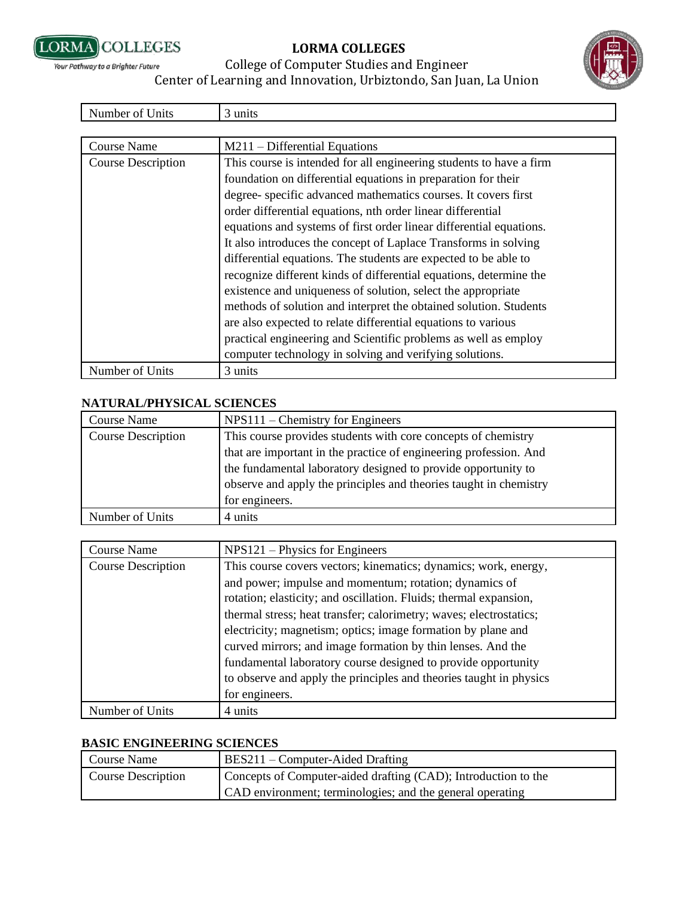| Number of Units | 3 units |
|---|---|

| Course Name | M211 – Differential Equations |
|---|---|
| Course Description | This course is intended for all engineering students to have a firm foundation on differential equations in preparation for their degree- specific advanced mathematics courses. It covers first order differential equations, nth order linear differential equations and systems of first order linear differential equations. It also introduces the concept of Laplace Transforms in solving differential equations. The students are expected to be able to recognize different kinds of differential equations, determine the existence and uniqueness of solution, select the appropriate methods of solution and interpret the obtained solution. Students are also expected to relate differential equations to various practical engineering and Scientific problems as well as employ computer technology in solving and verifying solutions. |
| Number of Units | 3 units |

**NATURAL/PHYSICAL SCIENCES**

| Course Name | NPS111 – Chemistry for Engineers |
|---|---|
| Course Description | This course provides students with core concepts of chemistry that are important in the practice of engineering profession. And the fundamental laboratory designed to provide opportunity to observe and apply the principles and theories taught in chemistry for engineers. |
| Number of Units | 4 units |

| Course Name | NPS121 – Physics for Engineers |
|---|---|
| Course Description | This course covers vectors; kinematics; dynamics; work, energy, and power; impulse and momentum; rotation; dynamics of rotation; elasticity; and oscillation. Fluids; thermal expansion, thermal stress; heat transfer; calorimetry; waves; electrostatics; electricity; magnetism; optics; image formation by plane and curved mirrors; and image formation by thin lenses. And the fundamental laboratory course designed to provide opportunity to observe and apply the principles and theories taught in physics for engineers. |
| Number of Units | 4 units |

**BASIC ENGINEERING SCIENCES**

| Course Name | BES211 – Computer-Aided Drafting |
|---|---|
| Course Description | Concepts of Computer-aided drafting (CAD); Introduction to the CAD environment; terminologies; and the general operating |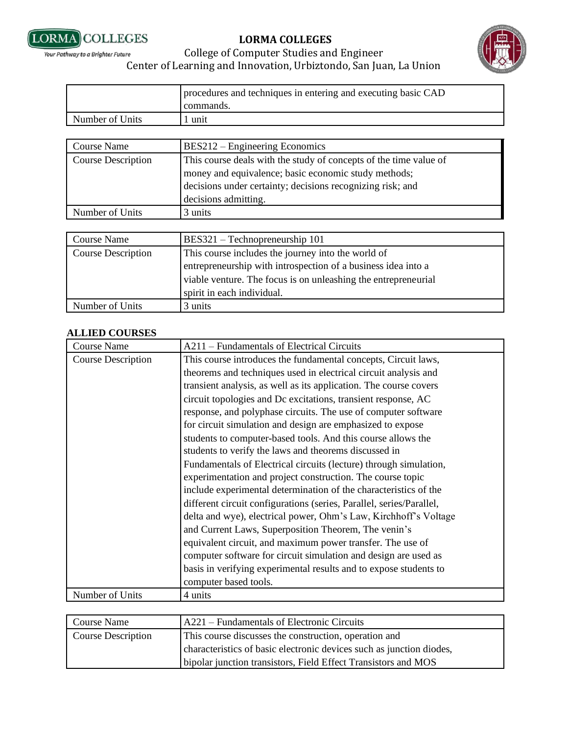| | |
|---|---|
| | procedures and techniques in entering and executing basic CAD commands. |
| Number of Units | 1 unit |

| Course Name | BES212 – Engineering Economics |
|---|---|
| Course Description | This course deals with the study of concepts of the time value of money and equivalence; basic economic study methods; decisions under certainty; decisions recognizing risk; and decisions admitting. |
| Number of Units | 3 units |

| Course Name | BES321 – Technopreneurship 101 |
|---|---|
| Course Description | This course includes the journey into the world of entrepreneurship with introspection of a business idea into a viable venture. The focus is on unleashing the entrepreneurial spirit in each individual. |
| Number of Units | 3 units |

**ALLIED COURSES**

| Course Name | A211 – Fundamentals of Electrical Circuits |
|---|---|
| Course Description | This course introduces the fundamental concepts, Circuit laws, theorems and techniques used in electrical circuit analysis and transient analysis, as well as its application. The course covers circuit topologies and Dc excitations, transient response, AC response, and polyphase circuits. The use of computer software for circuit simulation and design are emphasized to expose students to computer-based tools. And this course allows the students to verify the laws and theorems discussed in Fundamentals of Electrical circuits (lecture) through simulation, experimentation and project construction. The course topic include experimental determination of the characteristics of the different circuit configurations (series, Parallel, series/Parallel, delta and wye), electrical power, Ohm's Law, Kirchhoff's Voltage and Current Laws, Superposition Theorem, The venin's equivalent circuit, and maximum power transfer. The use of computer software for circuit simulation and design are used as basis in verifying experimental results and to expose students to computer based tools. |
| Number of Units | 4 units |

| Course Name | A221 – Fundamentals of Electronic Circuits |
|---|---|
| Course Description | This course discusses the construction, operation and characteristics of basic electronic devices such as junction diodes, bipolar junction transistors, Field Effect Transistors and MOS |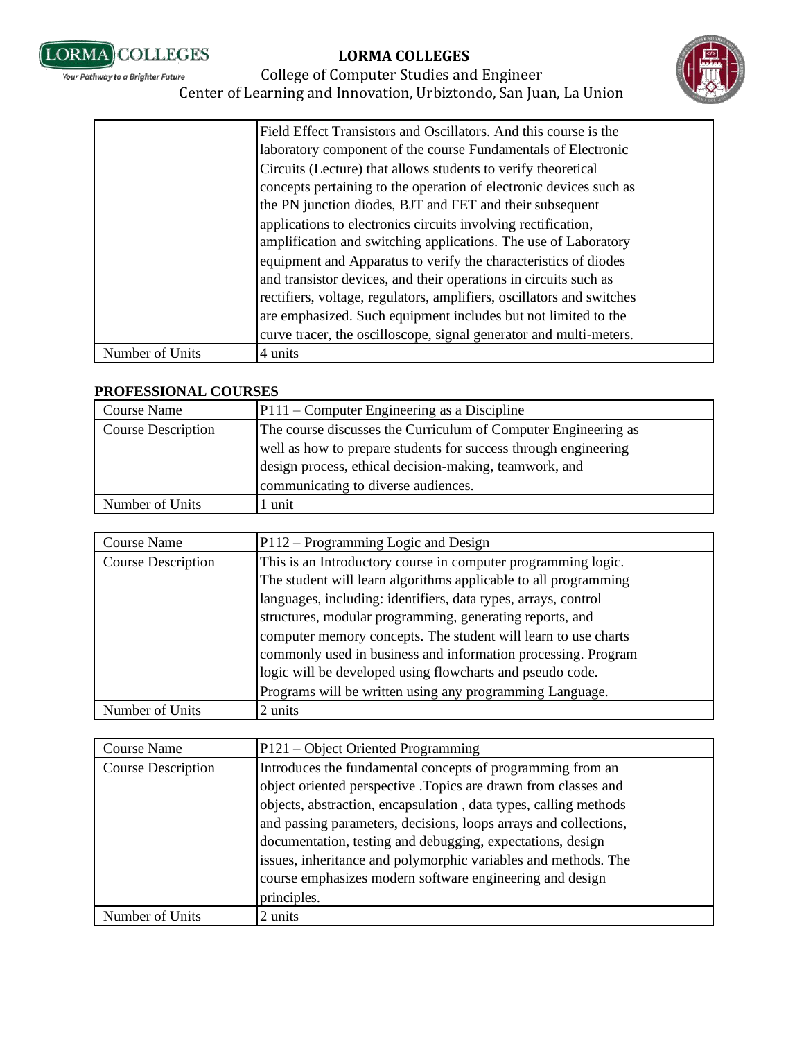| | |
|---|---|
| | Field Effect Transistors and Oscillators. And this course is the laboratory component of the course Fundamentals of Electronic Circuits (Lecture) that allows students to verify theoretical concepts pertaining to the operation of electronic devices such as the PN junction diodes, BJT and FET and their subsequent applications to electronics circuits involving rectification, amplification and switching applications. The use of Laboratory equipment and Apparatus to verify the characteristics of diodes and transistor devices, and their operations in circuits such as rectifiers, voltage, regulators, amplifiers, oscillators and switches are emphasized. Such equipment includes but not limited to the curve tracer, the oscilloscope, signal generator and multi-meters. |
| Number of Units | 4 units |

**PROFESSIONAL COURSES**

| Course Name | P111 – Computer Engineering as a Discipline |
|---|---|
| Course Description | The course discusses the Curriculum of Computer Engineering as well as how to prepare students for success through engineering design process, ethical decision-making, teamwork, and communicating to diverse audiences. |
| Number of Units | 1 unit |

| Course Name | P112 – Programming Logic and Design |
|---|---|
| Course Description | This is an Introductory course in computer programming logic. The student will learn algorithms applicable to all programming languages, including: identifiers, data types, arrays, control structures, modular programming, generating reports, and computer memory concepts. The student will learn to use charts commonly used in business and information processing. Program logic will be developed using flowcharts and pseudo code. Programs will be written using any programming Language. |
| Number of Units | 2 units |

| Course Name | P121 – Object Oriented Programming |
|---|---|
| Course Description | Introduces the fundamental concepts of programming from an object oriented perspective .Topics are drawn from classes and objects, abstraction, encapsulation , data types, calling methods and passing parameters, decisions, loops arrays and collections, documentation, testing and debugging, expectations, design issues, inheritance and polymorphic variables and methods. The course emphasizes modern software engineering and design principles. |
| Number of Units | 2 units |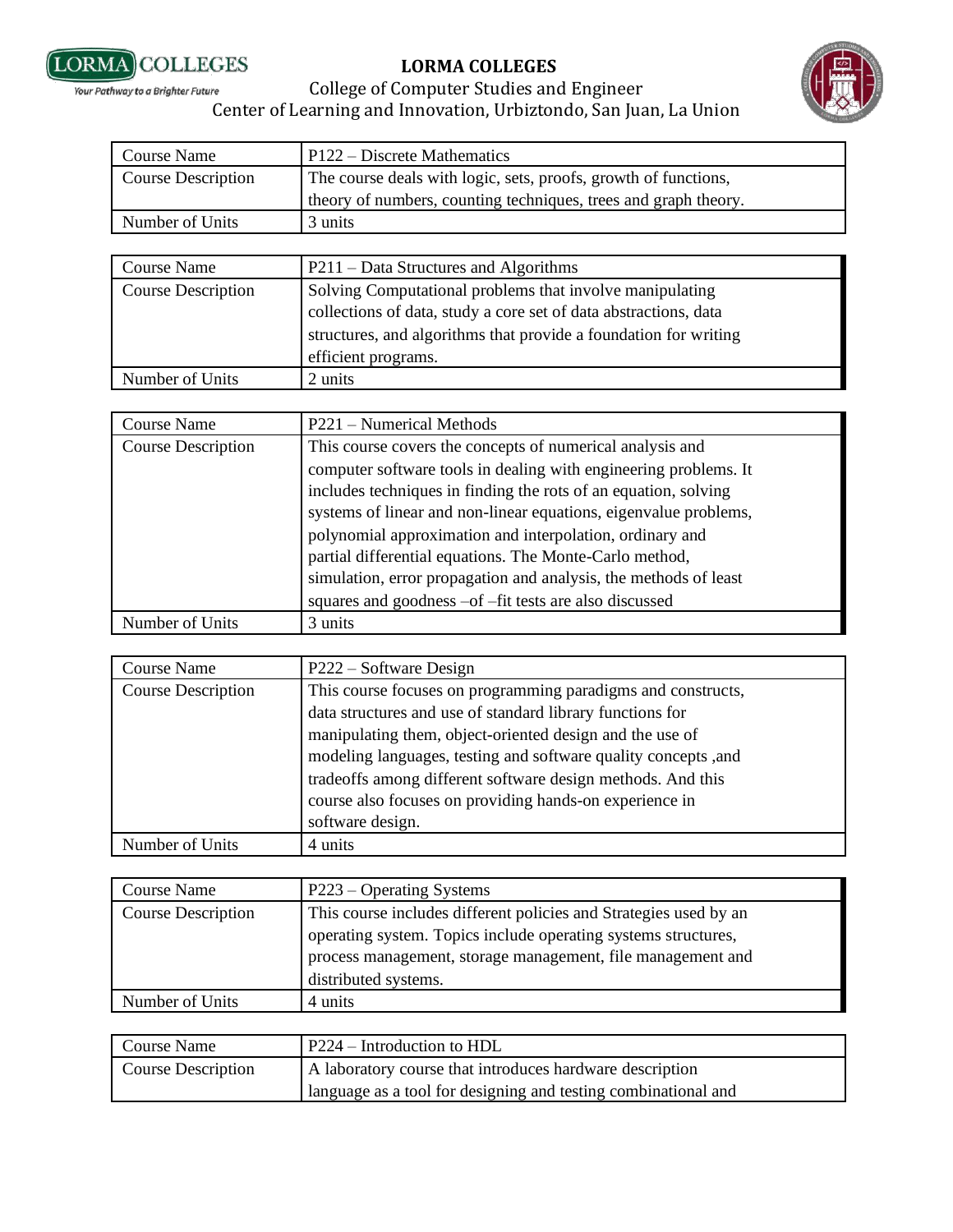| Course Name | P122 – Discrete Mathematics |
|---|---|
| Course Description | The course deals with logic, sets, proofs, growth of functions, theory of numbers, counting techniques, trees and graph theory. |
| Number of Units | 3 units |

| Course Name | P211 – Data Structures and Algorithms |
|---|---|
| Course Description | Solving Computational problems that involve manipulating collections of data, study a core set of data abstractions, data structures, and algorithms that provide a foundation for writing efficient programs. |
| Number of Units | 2 units |

| Course Name | P221 – Numerical Methods |
|---|---|
| Course Description | This course covers the concepts of numerical analysis and computer software tools in dealing with engineering problems. It includes techniques in finding the rots of an equation, solving systems of linear and non-linear equations, eigenvalue problems, polynomial approximation and interpolation, ordinary and partial differential equations. The Monte-Carlo method, simulation, error propagation and analysis, the methods of least squares and goodness –of –fit tests are also discussed |
| Number of Units | 3 units |

| Course Name | P222 – Software Design |
|---|---|
| Course Description | This course focuses on programming paradigms and constructs, data structures and use of standard library functions for manipulating them, object-oriented design and the use of modeling languages, testing and software quality concepts ,and tradeoffs among different software design methods. And this course also focuses on providing hands-on experience in software design. |
| Number of Units | 4 units |

| Course Name | P223 – Operating Systems |
|---|---|
| Course Description | This course includes different policies and Strategies used by an operating system. Topics include operating systems structures, process management, storage management, file management and distributed systems. |
| Number of Units | 4 units |

| Course Name | P224 – Introduction to HDL |
|---|---|
| Course Description | A laboratory course that introduces hardware description language as a tool for designing and testing combinational and |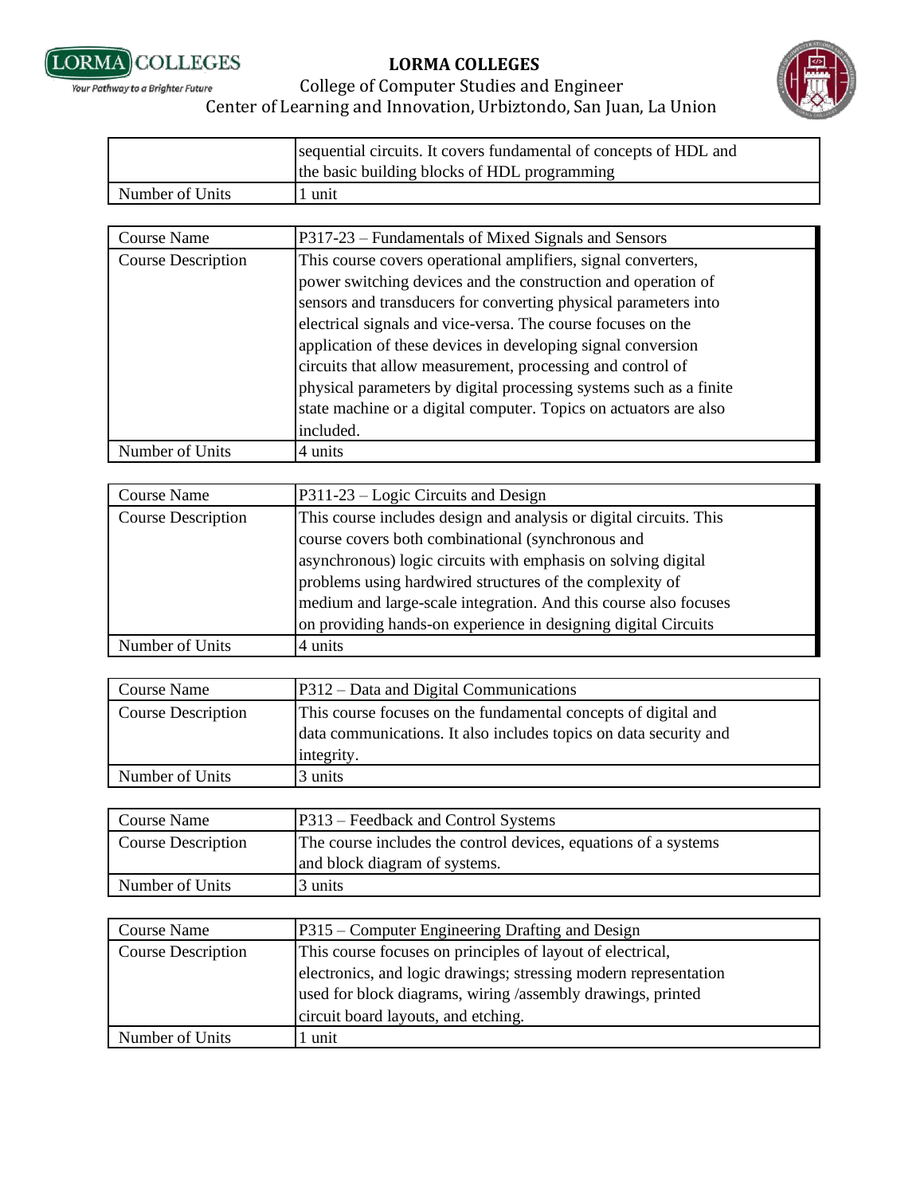| | |
|---|---|
| | sequential circuits. It covers fundamental of concepts of HDL and the basic building blocks of HDL programming |
| Number of Units | 1 unit |

| | |
|---|---|
| Course Name | P317-23 – Fundamentals of Mixed Signals and Sensors |
| Course Description | This course covers operational amplifiers, signal converters, power switching devices and the construction and operation of sensors and transducers for converting physical parameters into electrical signals and vice-versa. The course focuses on the application of these devices in developing signal conversion circuits that allow measurement, processing and control of physical parameters by digital processing systems such as a finite state machine or a digital computer. Topics on actuators are also included. |
| Number of Units | 4 units |

| | |
|---|---|
| Course Name | P311-23 – Logic Circuits and Design |
| Course Description | This course includes design and analysis or digital circuits. This course covers both combinational (synchronous and asynchronous) logic circuits with emphasis on solving digital problems using hardwired structures of the complexity of medium and large-scale integration. And this course also focuses on providing hands-on experience in designing digital Circuits |
| Number of Units | 4 units |

| | |
|---|---|
| Course Name | P312 – Data and Digital Communications |
| Course Description | This course focuses on the fundamental concepts of digital and data communications. It also includes topics on data security and integrity. |
| Number of Units | 3 units |

| | |
|---|---|
| Course Name | P313 – Feedback and Control Systems |
| Course Description | The course includes the control devices, equations of a systems and block diagram of systems. |
| Number of Units | 3 units |

| | |
|---|---|
| Course Name | P315 – Computer Engineering Drafting and Design |
| Course Description | This course focuses on principles of layout of electrical, electronics, and logic drawings; stressing modern representation used for block diagrams, wiring /assembly drawings, printed circuit board layouts, and etching. |
| Number of Units | 1 unit |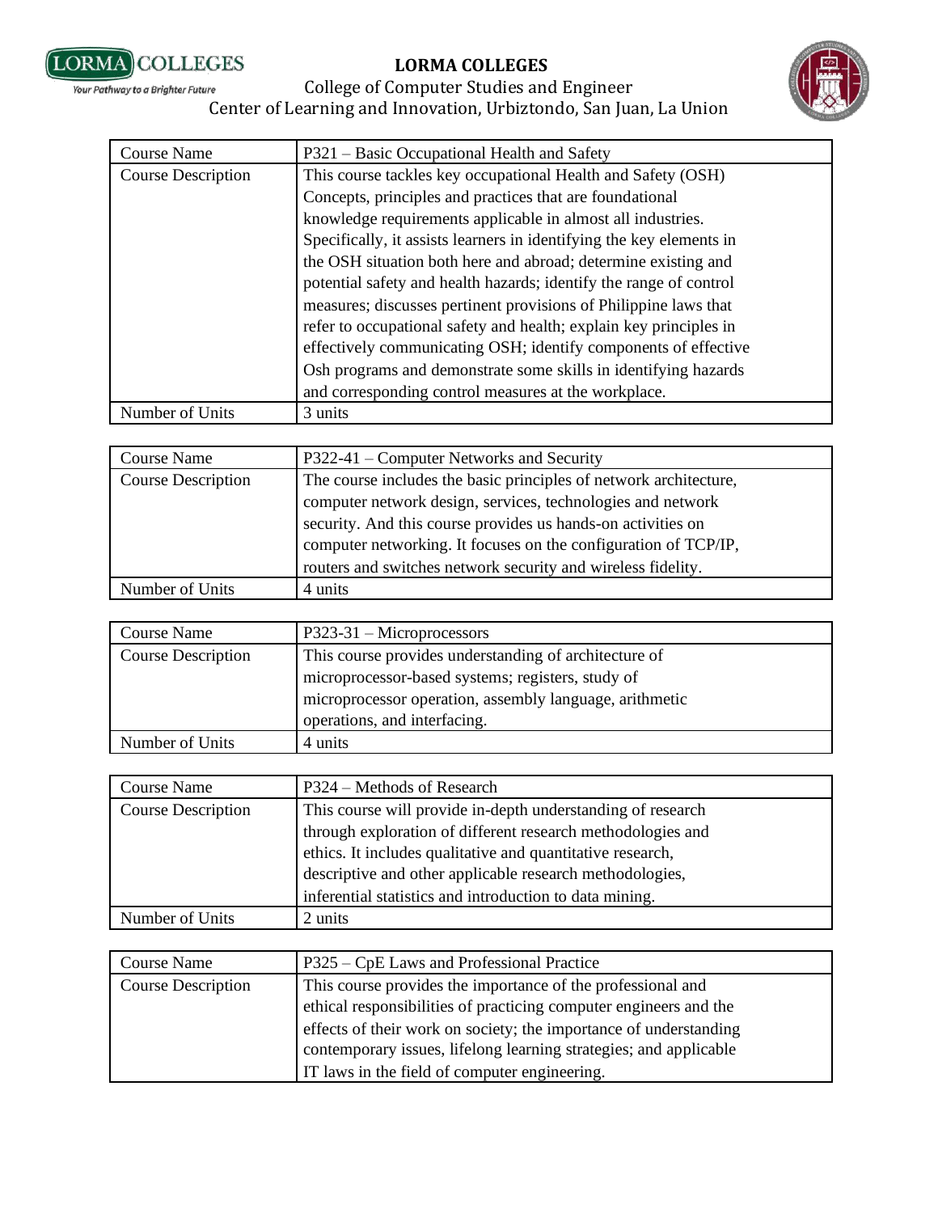| Course Name | P321 – Basic Occupational Health and Safety |
|---|---|
| Course Description | This course tackles key occupational Health and Safety (OSH) Concepts, principles and practices that are foundational knowledge requirements applicable in almost all industries. Specifically, it assists learners in identifying the key elements in the OSH situation both here and abroad; determine existing and potential safety and health hazards; identify the range of control measures; discusses pertinent provisions of Philippine laws that refer to occupational safety and health; explain key principles in effectively communicating OSH; identify components of effective Osh programs and demonstrate some skills in identifying hazards and corresponding control measures at the workplace. |
| Number of Units | 3 units |

| Course Name | P322-41 – Computer Networks and Security |
|---|---|
| Course Description | The course includes the basic principles of network architecture, computer network design, services, technologies and network security. And this course provides us hands-on activities on computer networking. It focuses on the configuration of TCP/IP, routers and switches network security and wireless fidelity. |
| Number of Units | 4 units |

| Course Name | P323-31 – Microprocessors |
|---|---|
| Course Description | This course provides understanding of architecture of microprocessor-based systems; registers, study of microprocessor operation, assembly language, arithmetic operations, and interfacing. |
| Number of Units | 4 units |

| Course Name | P324 – Methods of Research |
|---|---|
| Course Description | This course will provide in-depth understanding of research through exploration of different research methodologies and ethics. It includes qualitative and quantitative research, descriptive and other applicable research methodologies, inferential statistics and introduction to data mining. |
| Number of Units | 2 units |

| Course Name | P325 – CpE Laws and Professional Practice |
|---|---|
| Course Description | This course provides the importance of the professional and ethical responsibilities of practicing computer engineers and the effects of their work on society; the importance of understanding contemporary issues, lifelong learning strategies; and applicable IT laws in the field of computer engineering. |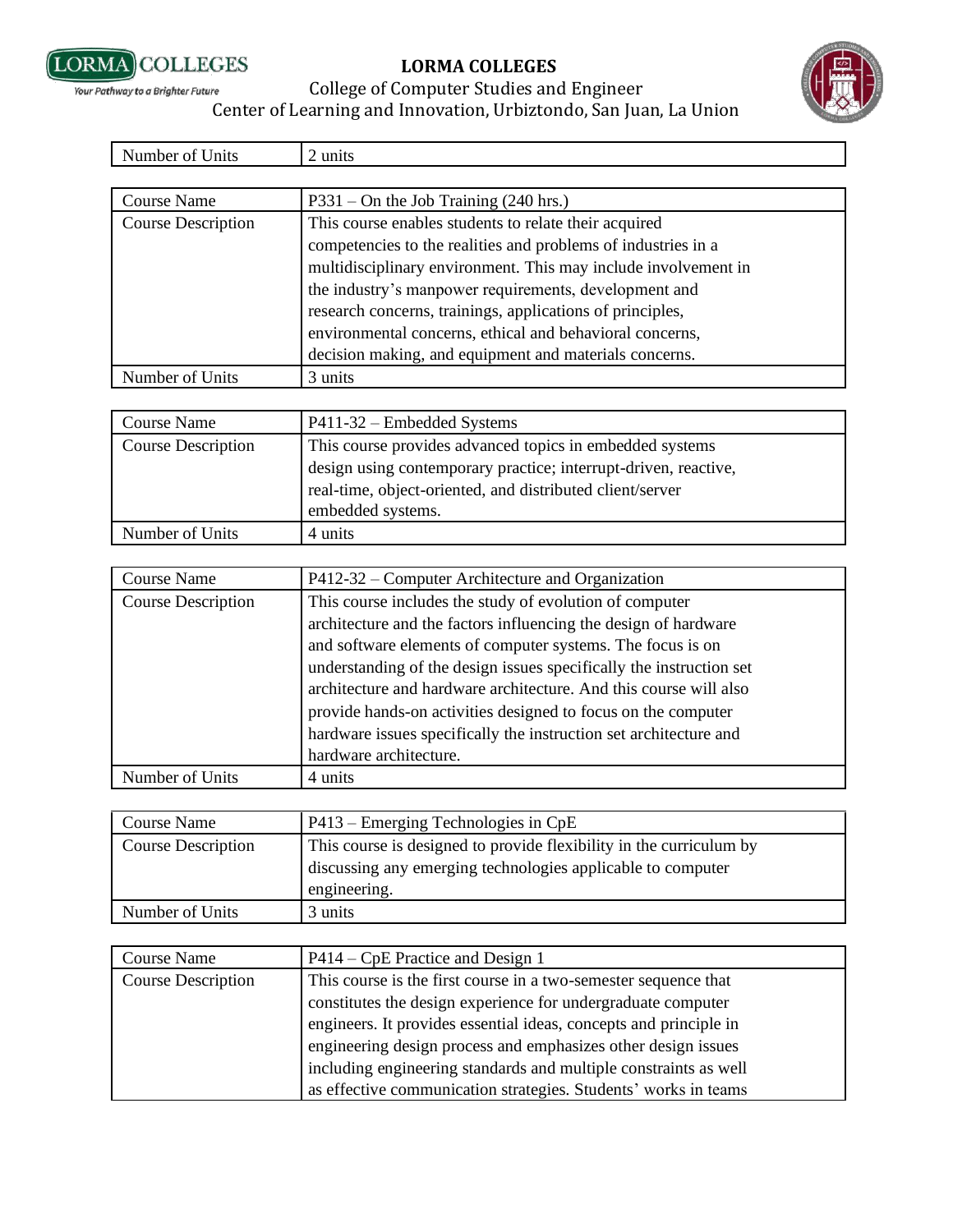| Number of Units | 2 units |
| --- | --- |

| Course Name | P331 – On the Job Training (240 hrs.) |
| --- | --- |
| Course Description | This course enables students to relate their acquired competencies to the realities and problems of industries in a multidisciplinary environment. This may include involvement in the industry's manpower requirements, development and research concerns, trainings, applications of principles, environmental concerns, ethical and behavioral concerns, decision making, and equipment and materials concerns. |
| Number of Units | 3 units |

| Course Name | P411-32 – Embedded Systems |
| --- | --- |
| Course Description | This course provides advanced topics in embedded systems design using contemporary practice; interrupt-driven, reactive, real-time, object-oriented, and distributed client/server embedded systems. |
| Number of Units | 4 units |

| Course Name | P412-32 – Computer Architecture and Organization |
| --- | --- |
| Course Description | This course includes the study of evolution of computer architecture and the factors influencing the design of hardware and software elements of computer systems. The focus is on understanding of the design issues specifically the instruction set architecture and hardware architecture. And this course will also provide hands-on activities designed to focus on the computer hardware issues specifically the instruction set architecture and hardware architecture. |
| Number of Units | 4 units |

| Course Name | P413 – Emerging Technologies in CpE |
| --- | --- |
| Course Description | This course is designed to provide flexibility in the curriculum by discussing any emerging technologies applicable to computer engineering. |
| Number of Units | 3 units |

| Course Name | P414 – CpE Practice and Design 1 |
| --- | --- |
| Course Description | This course is the first course in a two-semester sequence that constitutes the design experience for undergraduate computer engineers. It provides essential ideas, concepts and principle in engineering design process and emphasizes other design issues including engineering standards and multiple constraints as well as effective communication strategies. Students' works in teams |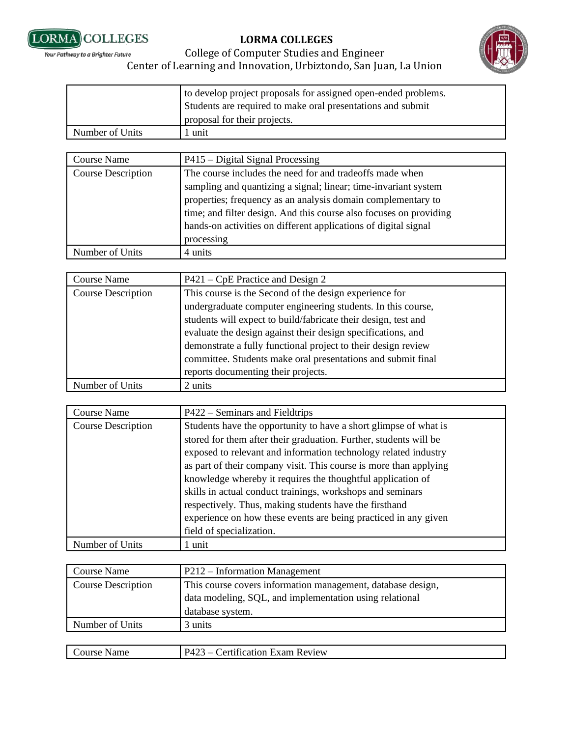| | |
|---|---|
| | to develop project proposals for assigned open-ended problems. Students are required to make oral presentations and submit proposal for their projects. |
| Number of Units | 1 unit |

| Course Name | P415 – Digital Signal Processing |
|---|---|
| Course Description | The course includes the need for and tradeoffs made when sampling and quantizing a signal; linear; time-invariant system properties; frequency as an analysis domain complementary to time; and filter design. And this course also focuses on providing hands-on activities on different applications of digital signal processing |
| Number of Units | 4 units |

| Course Name | P421 – CpE Practice and Design 2 |
|---|---|
| Course Description | This course is the Second of the design experience for undergraduate computer engineering students. In this course, students will expect to build/fabricate their design, test and evaluate the design against their design specifications, and demonstrate a fully functional project to their design review committee. Students make oral presentations and submit final reports documenting their projects. |
| Number of Units | 2 units |

| Course Name | P422 – Seminars and Fieldtrips |
|---|---|
| Course Description | Students have the opportunity to have a short glimpse of what is stored for them after their graduation. Further, students will be exposed to relevant and information technology related industry as part of their company visit. This course is more than applying knowledge whereby it requires the thoughtful application of skills in actual conduct trainings, workshops and seminars respectively. Thus, making students have the firsthand experience on how these events are being practiced in any given field of specialization. |
| Number of Units | 1 unit |

| Course Name | P212 – Information Management |
|---|---|
| Course Description | This course covers information management, database design, data modeling, SQL, and implementation using relational database system. |
| Number of Units | 3 units |

| Course Name | P423 – Certification Exam Review |
|---|---|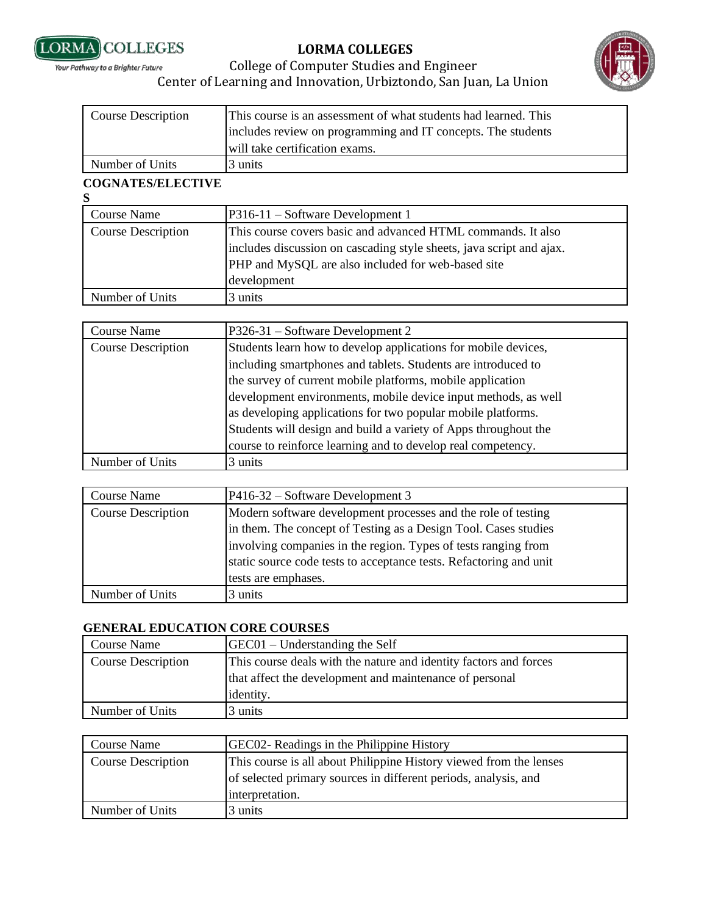| Course Description | This course is an assessment of what students had learned. This includes review on programming and IT concepts. The students will take certification exams. |
|---|---|
| Number of Units | 3 units |

**COGNATES/ELECTIVES**

| Course Name | P316-11 – Software Development 1 |
|---|---|
| Course Description | This course covers basic and advanced HTML commands. It also includes discussion on cascading style sheets, java script and ajax. PHP and MySQL are also included for web-based site development |
| Number of Units | 3 units |

| Course Name | P326-31 – Software Development 2 |
|---|---|
| Course Description | Students learn how to develop applications for mobile devices, including smartphones and tablets. Students are introduced to the survey of current mobile platforms, mobile application development environments, mobile device input methods, as well as developing applications for two popular mobile platforms. Students will design and build a variety of Apps throughout the course to reinforce learning and to develop real competency. |
| Number of Units | 3 units |

| Course Name | P416-32 – Software Development 3 |
|---|---|
| Course Description | Modern software development processes and the role of testing in them. The concept of Testing as a Design Tool. Cases studies involving companies in the region. Types of tests ranging from static source code tests to acceptance tests. Refactoring and unit tests are emphases. |
| Number of Units | 3 units |

**GENERAL EDUCATION CORE COURSES**

| Course Name | GEC01 – Understanding the Self |
|---|---|
| Course Description | This course deals with the nature and identity factors and forces that affect the development and maintenance of personal identity. |
| Number of Units | 3 units |

| Course Name | GEC02- Readings in the Philippine History |
|---|---|
| Course Description | This course is all about Philippine History viewed from the lenses of selected primary sources in different periods, analysis, and interpretation. |
| Number of Units | 3 units |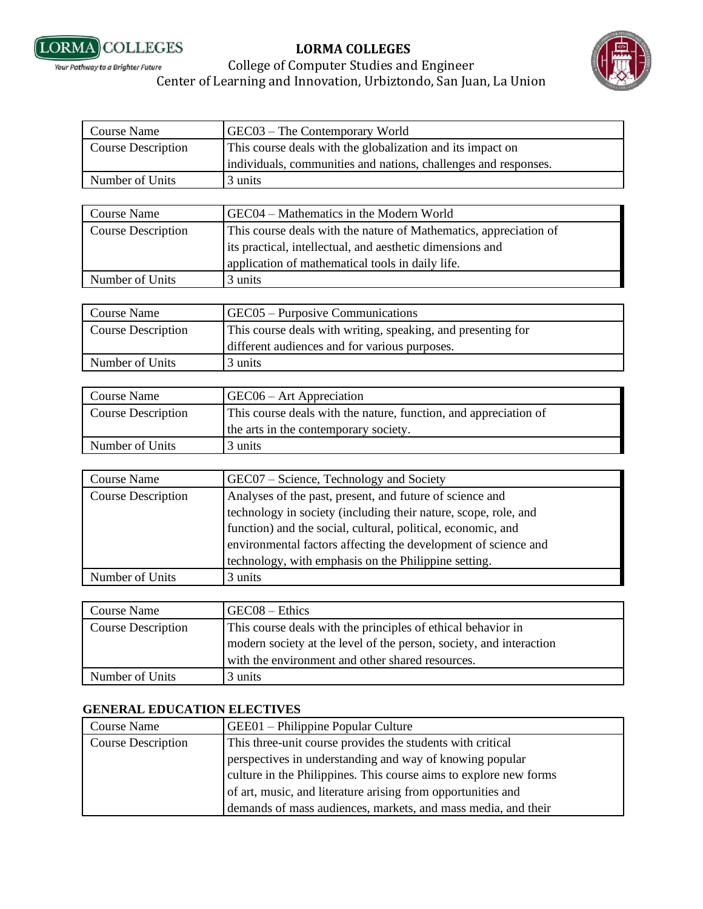| Course Name | GEC03 – The Contemporary World |
|---|---|
| Course Description | This course deals with the globalization and its impact on individuals, communities and nations, challenges and responses. |
| Number of Units | 3 units |

| Course Name | GEC04 – Mathematics in the Modern World |
|---|---|
| Course Description | This course deals with the nature of Mathematics, appreciation of its practical, intellectual, and aesthetic dimensions and application of mathematical tools in daily life. |
| Number of Units | 3 units |

| Course Name | GEC05 – Purposive Communications |
|---|---|
| Course Description | This course deals with writing, speaking, and presenting for different audiences and for various purposes. |
| Number of Units | 3 units |

| Course Name | GEC06 – Art Appreciation |
|---|---|
| Course Description | This course deals with the nature, function, and appreciation of the arts in the contemporary society. |
| Number of Units | 3 units |

| Course Name | GEC07 – Science, Technology and Society |
|---|---|
| Course Description | Analyses of the past, present, and future of science and technology in society (including their nature, scope, role, and function) and the social, cultural, political, economic, and environmental factors affecting the development of science and technology, with emphasis on the Philippine setting. |
| Number of Units | 3 units |

| Course Name | GEC08 – Ethics |
|---|---|
| Course Description | This course deals with the principles of ethical behavior in modern society at the level of the person, society, and interaction with the environment and other shared resources. |
| Number of Units | 3 units |

**GENERAL EDUCATION ELECTIVES**

| Course Name | GEE01 – Philippine Popular Culture |
|---|---|
| Course Description | This three-unit course provides the students with critical perspectives in understanding and way of knowing popular culture in the Philippines. This course aims to explore new forms of art, music, and literature arising from opportunities and demands of mass audiences, markets, and mass media, and their |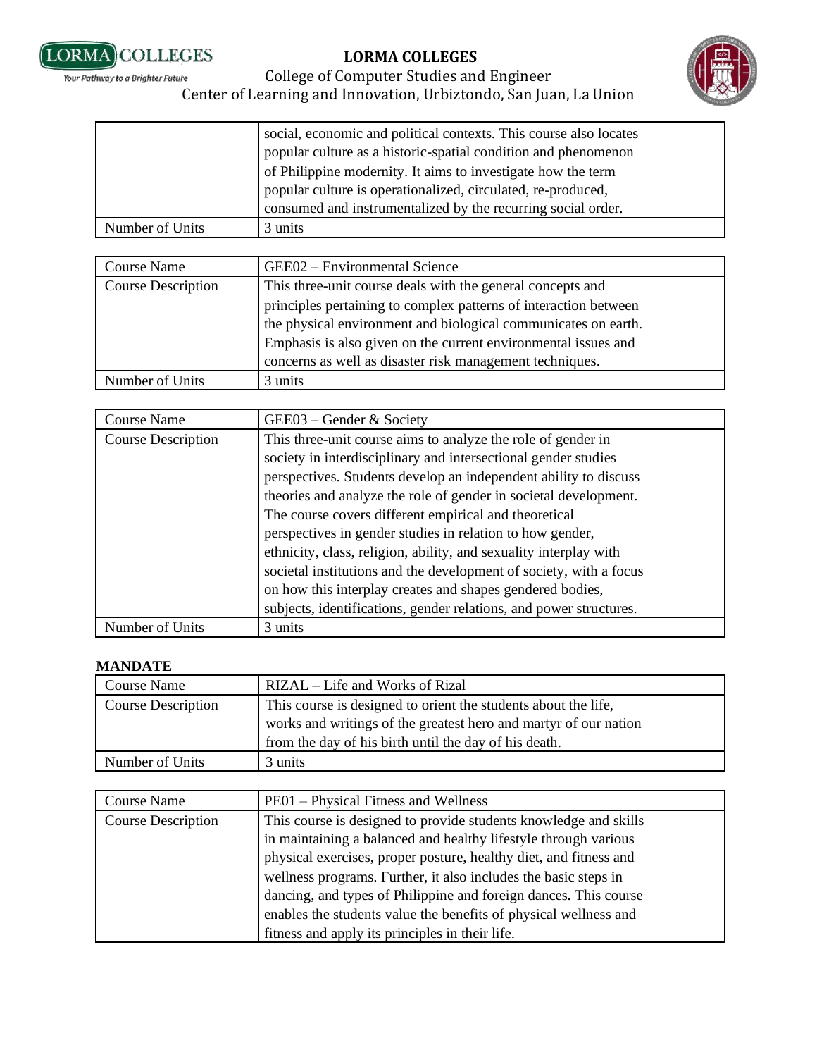| | |
|---|---|
| | social, economic and political contexts. This course also locates popular culture as a historic-spatial condition and phenomenon of Philippine modernity. It aims to investigate how the term popular culture is operationalized, circulated, re-produced, consumed and instrumentalized by the recurring social order. |
| Number of Units | 3 units |

| | |
|---|---|
| Course Name | GEE02 – Environmental Science |
| Course Description | This three-unit course deals with the general concepts and principles pertaining to complex patterns of interaction between the physical environment and biological communicates on earth. Emphasis is also given on the current environmental issues and concerns as well as disaster risk management techniques. |
| Number of Units | 3 units |

| | |
|---|---|
| Course Name | GEE03 – Gender & Society |
| Course Description | This three-unit course aims to analyze the role of gender in society in interdisciplinary and intersectional gender studies perspectives. Students develop an independent ability to discuss theories and analyze the role of gender in societal development. The course covers different empirical and theoretical perspectives in gender studies in relation to how gender, ethnicity, class, religion, ability, and sexuality interplay with societal institutions and the development of society, with a focus on how this interplay creates and shapes gendered bodies, subjects, identifications, gender relations, and power structures. |
| Number of Units | 3 units |

**MANDATE**

| | |
|---|---|
| Course Name | RIZAL – Life and Works of Rizal |
| Course Description | This course is designed to orient the students about the life, works and writings of the greatest hero and martyr of our nation from the day of his birth until the day of his death. |
| Number of Units | 3 units |

| | |
|---|---|
| Course Name | PE01 – Physical Fitness and Wellness |
| Course Description | This course is designed to provide students knowledge and skills in maintaining a balanced and healthy lifestyle through various physical exercises, proper posture, healthy diet, and fitness and wellness programs. Further, it also includes the basic steps in dancing, and types of Philippine and foreign dances. This course enables the students value the benefits of physical wellness and fitness and apply its principles in their life. |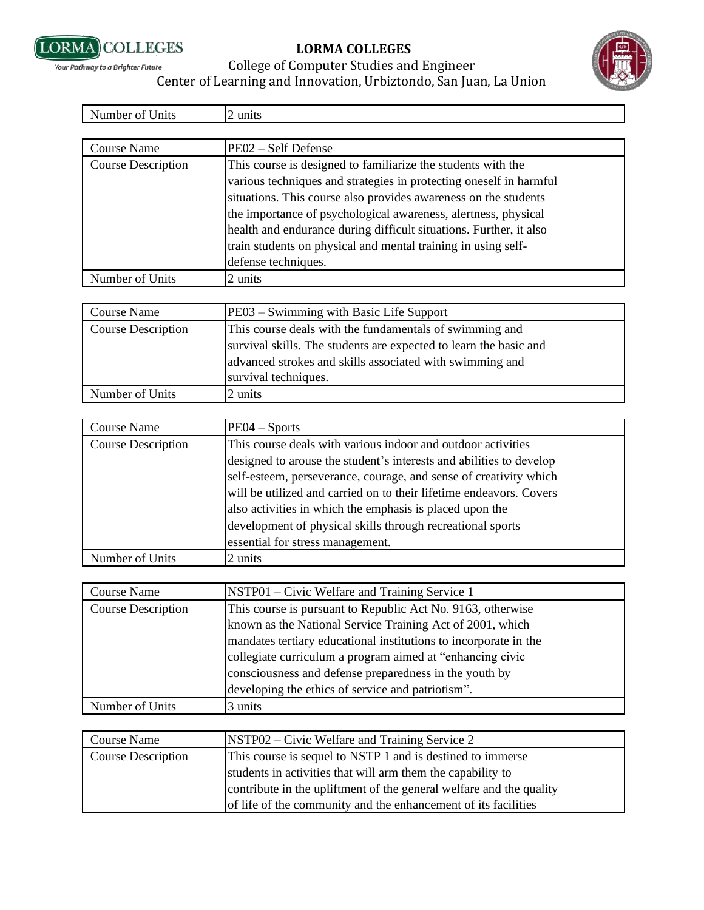| Number of Units | 2 units |
|---|---|

| Course Name | PE02 – Self Defense |
|---|---|
| Course Description | This course is designed to familiarize the students with the various techniques and strategies in protecting oneself in harmful situations. This course also provides awareness on the students the importance of psychological awareness, alertness, physical health and endurance during difficult situations. Further, it also train students on physical and mental training in using self-defense techniques. |
| Number of Units | 2 units |

| Course Name | PE03 – Swimming with Basic Life Support |
|---|---|
| Course Description | This course deals with the fundamentals of swimming and survival skills. The students are expected to learn the basic and advanced strokes and skills associated with swimming and survival techniques. |
| Number of Units | 2 units |

| Course Name | PE04 – Sports |
|---|---|
| Course Description | This course deals with various indoor and outdoor activities designed to arouse the student's interests and abilities to develop self-esteem, perseverance, courage, and sense of creativity which will be utilized and carried on to their lifetime endeavors. Covers also activities in which the emphasis is placed upon the development of physical skills through recreational sports essential for stress management. |
| Number of Units | 2 units |

| Course Name | NSTP01 – Civic Welfare and Training Service 1 |
|---|---|
| Course Description | This course is pursuant to Republic Act No. 9163, otherwise known as the National Service Training Act of 2001, which mandates tertiary educational institutions to incorporate in the collegiate curriculum a program aimed at "enhancing civic consciousness and defense preparedness in the youth by developing the ethics of service and patriotism". |
| Number of Units | 3 units |

| Course Name | NSTP02 – Civic Welfare and Training Service 2 |
|---|---|
| Course Description | This course is sequel to NSTP 1 and is destined to immerse students in activities that will arm them the capability to contribute in the upliftment of the general welfare and the quality of life of the community and the enhancement of its facilities |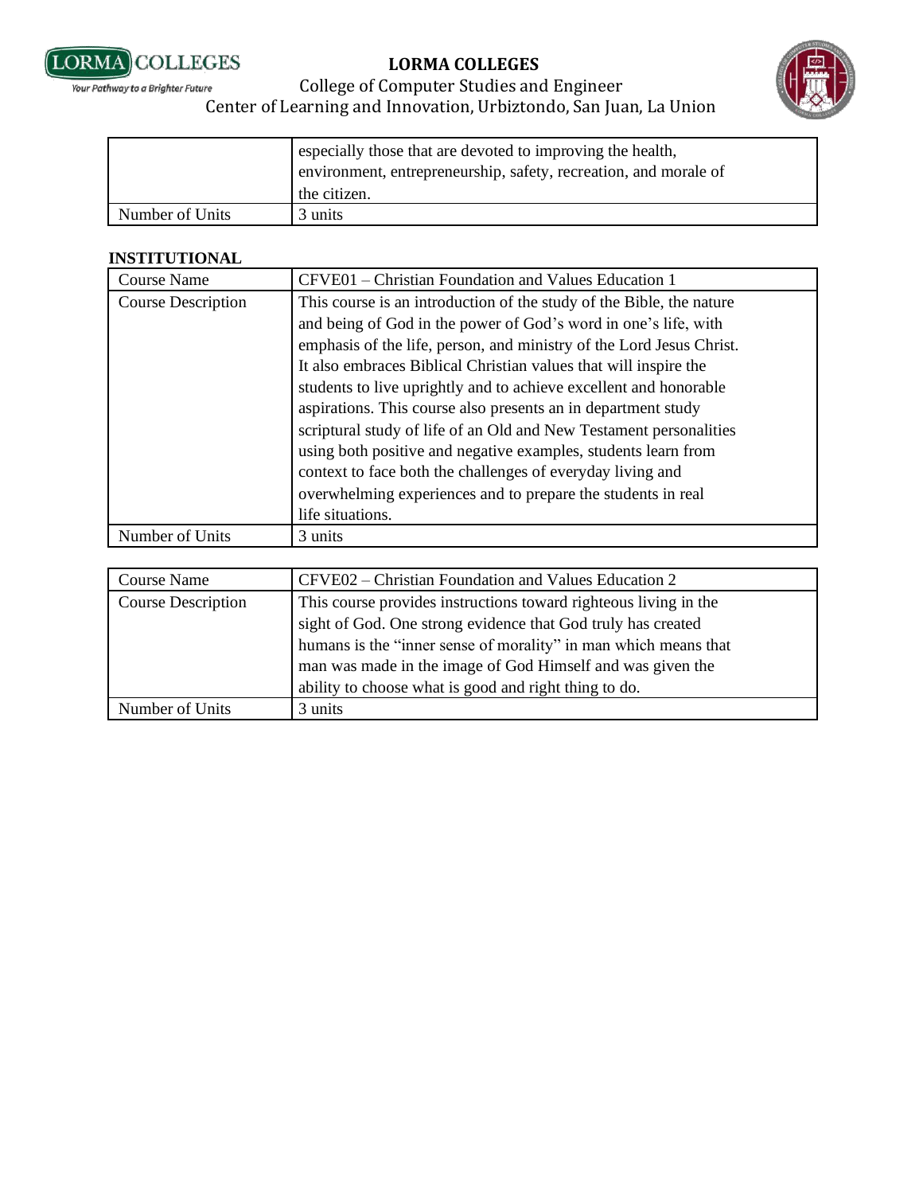| | |
|---|---|
| | especially those that are devoted to improving the health, environment, entrepreneurship, safety, recreation, and morale of the citizen. |
| Number of Units | 3 units |

**INSTITUTIONAL**

| | |
|---|---|
| Course Name | CFVE01 – Christian Foundation and Values Education 1 |
| Course Description | This course is an introduction of the study of the Bible, the nature and being of God in the power of God's word in one's life, with emphasis of the life, person, and ministry of the Lord Jesus Christ. It also embraces Biblical Christian values that will inspire the students to live uprightly and to achieve excellent and honorable aspirations. This course also presents an in department study scriptural study of life of an Old and New Testament personalities using both positive and negative examples, students learn from context to face both the challenges of everyday living and overwhelming experiences and to prepare the students in real life situations. |
| Number of Units | 3 units |

| | |
|---|---|
| Course Name | CFVE02 – Christian Foundation and Values Education 2 |
| Course Description | This course provides instructions toward righteous living in the sight of God. One strong evidence that God truly has created humans is the "inner sense of morality" in man which means that man was made in the image of God Himself and was given the ability to choose what is good and right thing to do. |
| Number of Units | 3 units |